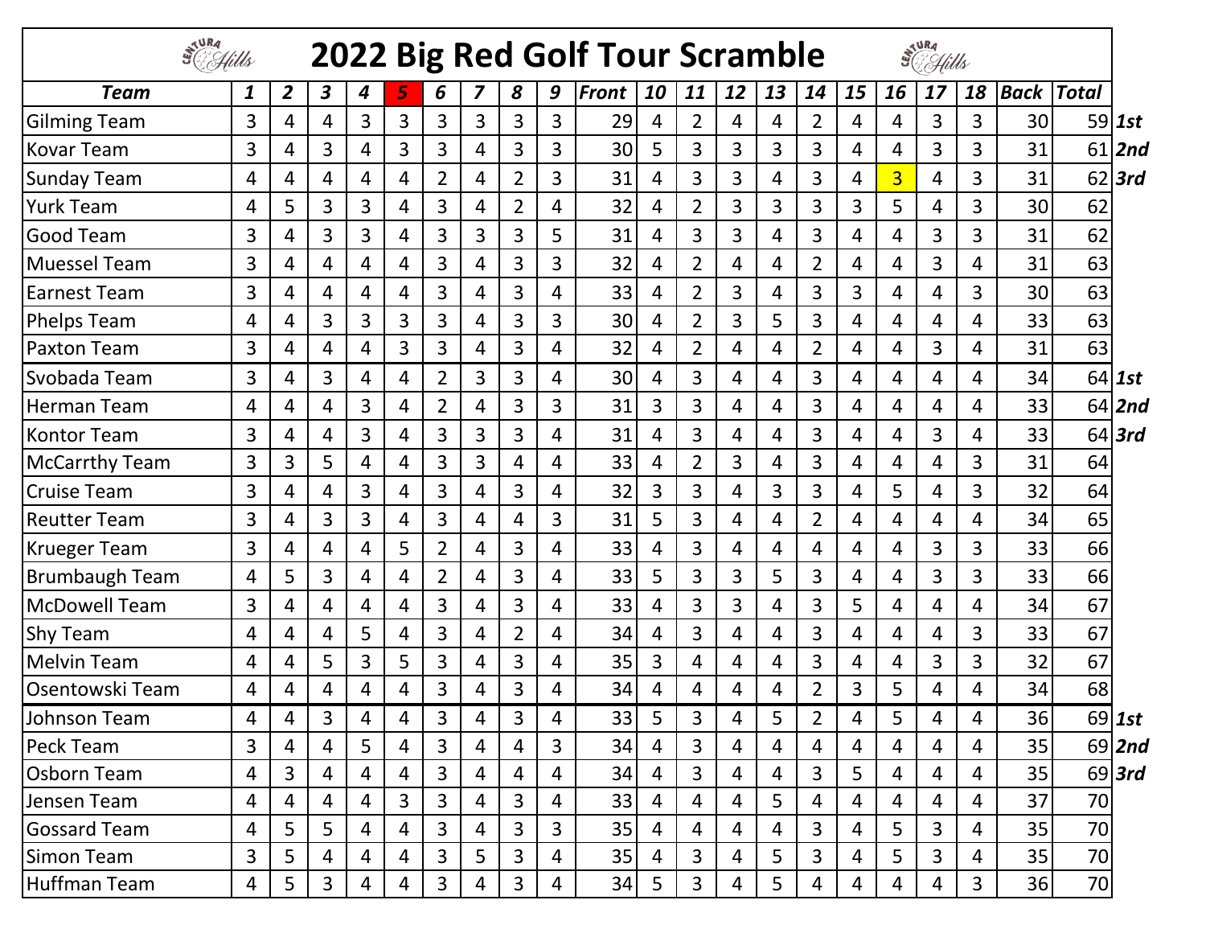# 2022 Big Red Golf Tour Scramble

| Team | 1 | 2 | 3 | 4 | 5 | 6 | 7 | 8 | 9 | Front | 10 | 11 | 12 | 13 | 14 | 15 | 16 | 17 | 18 | Back | Total | |
|---|---|---|---|---|---|---|---|---|---|---|---|---|---|---|---|---|---|---|---|---|---|---|
| Gilming Team | 3 | 4 | 4 | 3 | 3 | 3 | 3 | 3 | 3 | 29 | 4 | 2 | 4 | 4 | 2 | 4 | 4 | 3 | 3 | 30 | 59 | *1st* |
| Kovar Team | 3 | 4 | 3 | 4 | 3 | 3 | 4 | 3 | 3 | 30 | 5 | 3 | 3 | 3 | 3 | 4 | 4 | 3 | 3 | 31 | 61 | *2nd* |
| Sunday Team | 4 | 4 | 4 | 4 | 4 | 2 | 4 | 2 | 3 | 31 | 4 | 3 | 3 | 4 | 3 | 4 | 3 | 4 | 3 | 31 | 62 | *3rd* |
| Yurk Team | 4 | 5 | 3 | 3 | 4 | 3 | 4 | 2 | 4 | 32 | 4 | 2 | 3 | 3 | 3 | 3 | 5 | 4 | 3 | 30 | 62 | |
| Good Team | 3 | 4 | 3 | 3 | 4 | 3 | 3 | 3 | 5 | 31 | 4 | 3 | 3 | 4 | 3 | 4 | 4 | 3 | 3 | 31 | 62 | |
| Muessel Team | 3 | 4 | 4 | 4 | 4 | 3 | 4 | 3 | 3 | 32 | 4 | 2 | 4 | 4 | 2 | 4 | 4 | 3 | 4 | 31 | 63 | |
| Earnest Team | 3 | 4 | 4 | 4 | 4 | 3 | 4 | 3 | 4 | 33 | 4 | 2 | 3 | 4 | 3 | 3 | 4 | 4 | 3 | 30 | 63 | |
| Phelps Team | 4 | 4 | 3 | 3 | 3 | 3 | 4 | 3 | 3 | 30 | 4 | 2 | 3 | 5 | 3 | 4 | 4 | 4 | 4 | 33 | 63 | |
| Paxton Team | 3 | 4 | 4 | 4 | 3 | 3 | 4 | 3 | 4 | 32 | 4 | 2 | 4 | 4 | 2 | 4 | 4 | 3 | 4 | 31 | 63 | |
| Svobada Team | 3 | 4 | 3 | 4 | 4 | 2 | 3 | 3 | 4 | 30 | 4 | 3 | 4 | 4 | 3 | 4 | 4 | 4 | 4 | 34 | 64 | *1st* |
| Herman Team | 4 | 4 | 4 | 3 | 4 | 2 | 4 | 3 | 3 | 31 | 3 | 3 | 4 | 4 | 3 | 4 | 4 | 4 | 4 | 33 | 64 | *2nd* |
| Kontor Team | 3 | 4 | 4 | 3 | 4 | 3 | 3 | 3 | 4 | 31 | 4 | 3 | 4 | 4 | 3 | 4 | 4 | 3 | 4 | 33 | 64 | *3rd* |
| McCarrthy Team | 3 | 3 | 5 | 4 | 4 | 3 | 3 | 4 | 4 | 33 | 4 | 2 | 3 | 4 | 3 | 4 | 4 | 4 | 3 | 31 | 64 | |
| Cruise Team | 3 | 4 | 4 | 3 | 4 | 3 | 4 | 3 | 4 | 32 | 3 | 3 | 4 | 3 | 3 | 4 | 5 | 4 | 3 | 32 | 64 | |
| Reutter Team | 3 | 4 | 3 | 3 | 4 | 3 | 4 | 4 | 3 | 31 | 5 | 3 | 4 | 4 | 2 | 4 | 4 | 4 | 4 | 34 | 65 | |
| Krueger Team | 3 | 4 | 4 | 4 | 5 | 2 | 4 | 3 | 4 | 33 | 4 | 3 | 4 | 4 | 4 | 4 | 4 | 3 | 3 | 33 | 66 | |
| Brumbaugh Team | 4 | 5 | 3 | 4 | 4 | 2 | 4 | 3 | 4 | 33 | 5 | 3 | 3 | 5 | 3 | 4 | 4 | 3 | 3 | 33 | 66 | |
| McDowell Team | 3 | 4 | 4 | 4 | 4 | 3 | 4 | 3 | 4 | 33 | 4 | 3 | 3 | 4 | 3 | 5 | 4 | 4 | 4 | 34 | 67 | |
| Shy Team | 4 | 4 | 4 | 5 | 4 | 3 | 4 | 2 | 4 | 34 | 4 | 3 | 4 | 4 | 3 | 4 | 4 | 4 | 3 | 33 | 67 | |
| Melvin Team | 4 | 4 | 5 | 3 | 5 | 3 | 4 | 3 | 4 | 35 | 3 | 4 | 4 | 4 | 3 | 4 | 4 | 3 | 3 | 32 | 67 | |
| Osentowski Team | 4 | 4 | 4 | 4 | 4 | 3 | 4 | 3 | 4 | 34 | 4 | 4 | 4 | 4 | 2 | 3 | 5 | 4 | 4 | 34 | 68 | |
| Johnson Team | 4 | 4 | 3 | 4 | 4 | 3 | 4 | 3 | 4 | 33 | 5 | 3 | 4 | 5 | 2 | 4 | 5 | 4 | 4 | 36 | 69 | *1st* |
| Peck Team | 3 | 4 | 4 | 5 | 4 | 3 | 4 | 4 | 3 | 34 | 4 | 3 | 4 | 4 | 4 | 4 | 4 | 4 | 4 | 35 | 69 | *2nd* |
| Osborn Team | 4 | 3 | 4 | 4 | 4 | 3 | 4 | 4 | 4 | 34 | 4 | 3 | 4 | 4 | 3 | 5 | 4 | 4 | 4 | 35 | 69 | *3rd* |
| Jensen Team | 4 | 4 | 4 | 4 | 3 | 3 | 4 | 3 | 4 | 33 | 4 | 4 | 4 | 5 | 4 | 4 | 4 | 4 | 4 | 37 | 70 | |
| Gossard Team | 4 | 5 | 5 | 4 | 4 | 3 | 4 | 3 | 3 | 35 | 4 | 4 | 4 | 4 | 3 | 4 | 5 | 3 | 4 | 35 | 70 | |
| Simon Team | 3 | 5 | 4 | 4 | 4 | 3 | 5 | 3 | 4 | 35 | 4 | 3 | 4 | 5 | 3 | 4 | 5 | 3 | 4 | 35 | 70 | |
| Huffman Team | 4 | 5 | 3 | 4 | 4 | 3 | 4 | 3 | 4 | 34 | 5 | 3 | 4 | 5 | 4 | 4 | 4 | 4 | 3 | 36 | 70 | |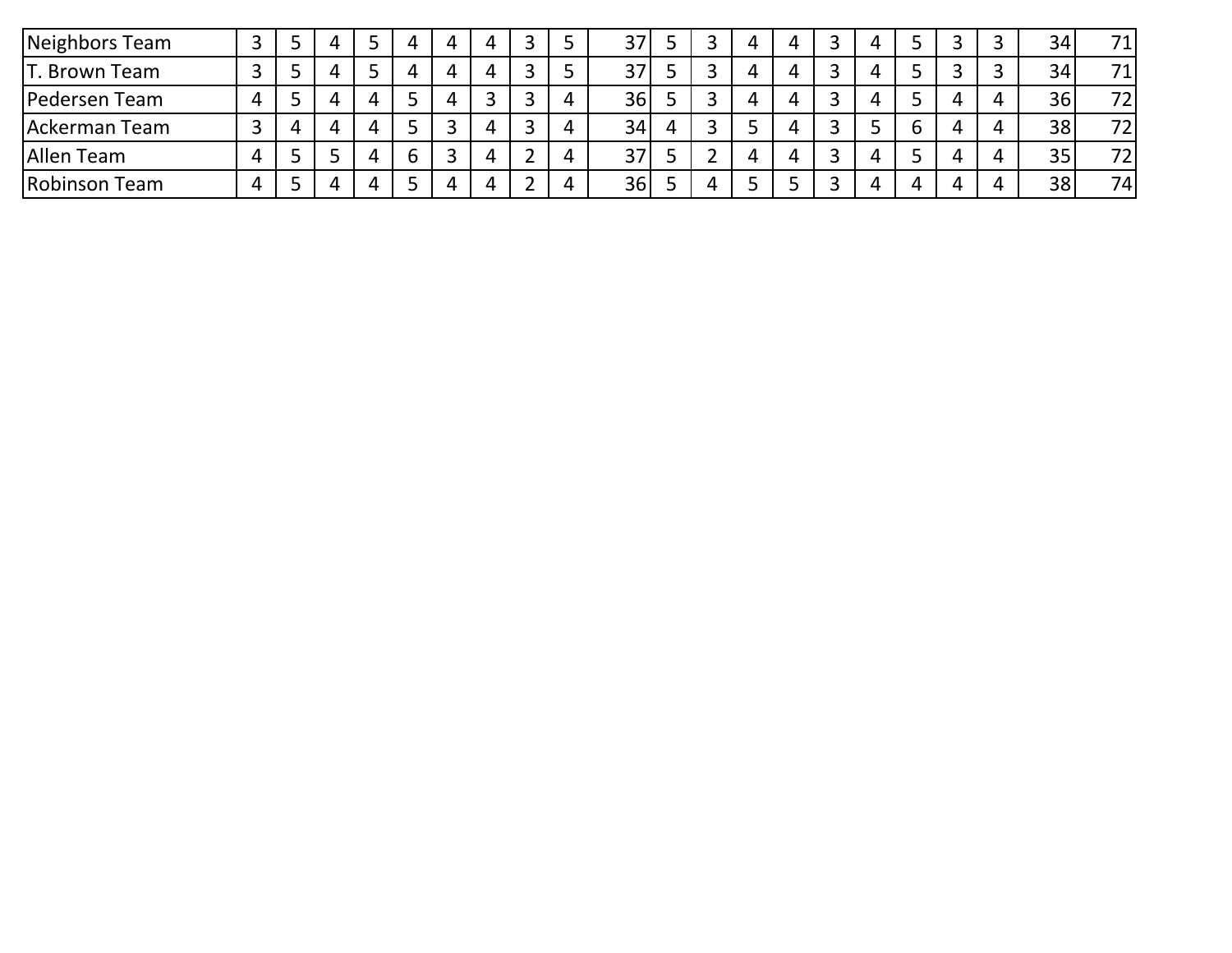| | | | | | | | | | | | | | | | | | | | | | |
|---|---|---|---|---|---|---|---|---|---|---|---|---|---|---|---|---|---|---|---|---|---|
| Neighbors Team | 3 | 5 | 4 | 5 | 4 | 4 | 4 | 3 | 5 | 37 | 5 | 3 | 4 | 4 | 3 | 4 | 5 | 3 | 3 | 34 | 71 |
| T. Brown Team | 3 | 5 | 4 | 5 | 4 | 4 | 4 | 3 | 5 | 37 | 5 | 3 | 4 | 4 | 3 | 4 | 5 | 3 | 3 | 34 | 71 |
| Pedersen Team | 4 | 5 | 4 | 4 | 5 | 4 | 3 | 3 | 4 | 36 | 5 | 3 | 4 | 4 | 3 | 4 | 5 | 4 | 4 | 36 | 72 |
| Ackerman Team | 3 | 4 | 4 | 4 | 5 | 3 | 4 | 3 | 4 | 34 | 4 | 3 | 5 | 4 | 3 | 5 | 6 | 4 | 4 | 38 | 72 |
| Allen Team | 4 | 5 | 5 | 4 | 6 | 3 | 4 | 2 | 4 | 37 | 5 | 2 | 4 | 4 | 3 | 4 | 5 | 4 | 4 | 35 | 72 |
| Robinson Team | 4 | 5 | 4 | 4 | 5 | 4 | 4 | 2 | 4 | 36 | 5 | 4 | 5 | 5 | 3 | 4 | 4 | 4 | 4 | 38 | 74 |